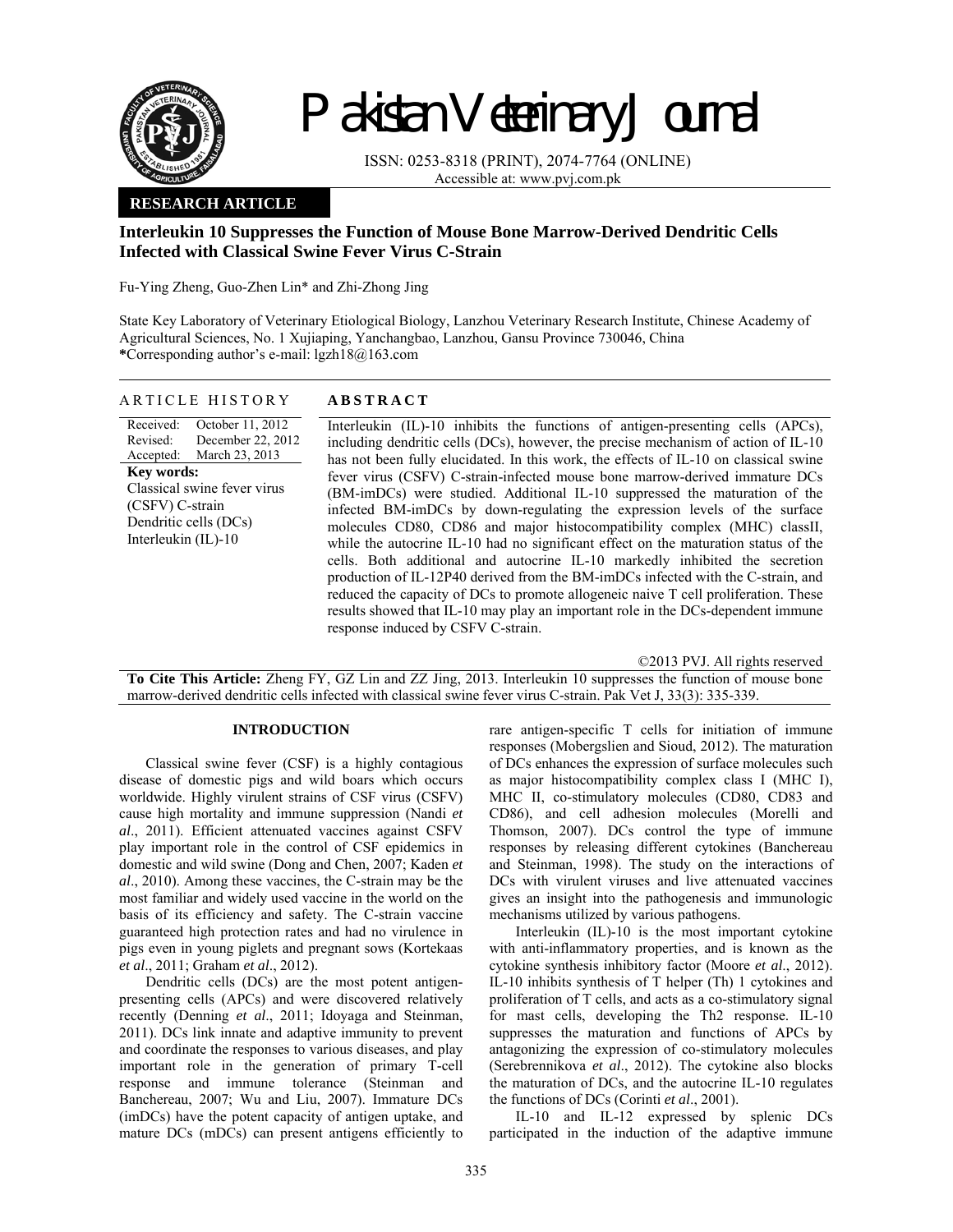# Pakistan Veterinary Journal

ISSN: 0253-8318 (PRINT), 2074-7764 (ONLINE)
Accessible at: www.pvj.com.pk

**RESEARCH ARTICLE**

## Interleukin 10 Suppresses the Function of Mouse Bone Marrow-Derived Dendritic Cells Infected with Classical Swine Fever Virus C-Strain

Fu-Ying Zheng, Guo-Zhen Lin* and Zhi-Zhong Jing

State Key Laboratory of Veterinary Etiological Biology, Lanzhou Veterinary Research Institute, Chinese Academy of Agricultural Sciences, No. 1 Xujiaping, Yanchangbao, Lanzhou, Gansu Province 730046, China
*Corresponding author's e-mail: lgzh18@163.com

### ARTICLE HISTORY

Received: October 11, 2012
Revised: December 22, 2012
Accepted: March 23, 2013

**Key words:**
Classical swine fever virus (CSFV) C-strain
Dendritic cells (DCs)
Interleukin (IL)-10

### ABSTRACT

Interleukin (IL)-10 inhibits the functions of antigen-presenting cells (APCs), including dendritic cells (DCs), however, the precise mechanism of action of IL-10 has not been fully elucidated. In this work, the effects of IL-10 on classical swine fever virus (CSFV) C-strain-infected mouse bone marrow-derived immature DCs (BM-imDCs) were studied. Additional IL-10 suppressed the maturation of the infected BM-imDCs by down-regulating the expression levels of the surface molecules CD80, CD86 and major histocompatibility complex (MHC) classII, while the autocrine IL-10 had no significant effect on the maturation status of the cells. Both additional and autocrine IL-10 markedly inhibited the secretion production of IL-12P40 derived from the BM-imDCs infected with the C-strain, and reduced the capacity of DCs to promote allogeneic naive T cell proliferation. These results showed that IL-10 may play an important role in the DCs-dependent immune response induced by CSFV C-strain.

©2013 PVJ. All rights reserved

**To Cite This Article:** Zheng FY, GZ Lin and ZZ Jing, 2013. Interleukin 10 suppresses the function of mouse bone marrow-derived dendritic cells infected with classical swine fever virus C-strain. Pak Vet J, 33(3): 335-339.

## INTRODUCTION

Classical swine fever (CSF) is a highly contagious disease of domestic pigs and wild boars which occurs worldwide. Highly virulent strains of CSF virus (CSFV) cause high mortality and immune suppression (Nandi *et al*., 2011). Efficient attenuated vaccines against CSFV play important role in the control of CSF epidemics in domestic and wild swine (Dong and Chen, 2007; Kaden *et al*., 2010). Among these vaccines, the C-strain may be the most familiar and widely used vaccine in the world on the basis of its efficiency and safety. The C-strain vaccine guaranteed high protection rates and had no virulence in pigs even in young piglets and pregnant sows (Kortekaas *et al*., 2011; Graham *et al*., 2012).

Dendritic cells (DCs) are the most potent antigen-presenting cells (APCs) and were discovered relatively recently (Denning *et al*., 2011; Idoyaga and Steinman, 2011). DCs link innate and adaptive immunity to prevent and coordinate the responses to various diseases, and play important role in the generation of primary T-cell response and immune tolerance (Steinman and Banchereau, 2007; Wu and Liu, 2007). Immature DCs (imDCs) have the potent capacity of antigen uptake, and mature DCs (mDCs) can present antigens efficiently to rare antigen-specific T cells for initiation of immune responses (Mobergslien and Sioud, 2012). The maturation of DCs enhances the expression of surface molecules such as major histocompatibility complex class I (MHC I), MHC II, co-stimulatory molecules (CD80, CD83 and CD86), and cell adhesion molecules (Morelli and Thomson, 2007). DCs control the type of immune responses by releasing different cytokines (Banchereau and Steinman, 1998). The study on the interactions of DCs with virulent viruses and live attenuated vaccines gives an insight into the pathogenesis and immunologic mechanisms utilized by various pathogens.

Interleukin (IL)-10 is the most important cytokine with anti-inflammatory properties, and is known as the cytokine synthesis inhibitory factor (Moore *et al*., 2012). IL-10 inhibits synthesis of T helper (Th) 1 cytokines and proliferation of T cells, and acts as a co-stimulatory signal for mast cells, developing the Th2 response. IL-10 suppresses the maturation and functions of APCs by antagonizing the expression of co-stimulatory molecules (Serebrennikova *et al*., 2012). The cytokine also blocks the maturation of DCs, and the autocrine IL-10 regulates the functions of DCs (Corinti *et al*., 2001).

IL-10 and IL-12 expressed by splenic DCs participated in the induction of the adaptive immune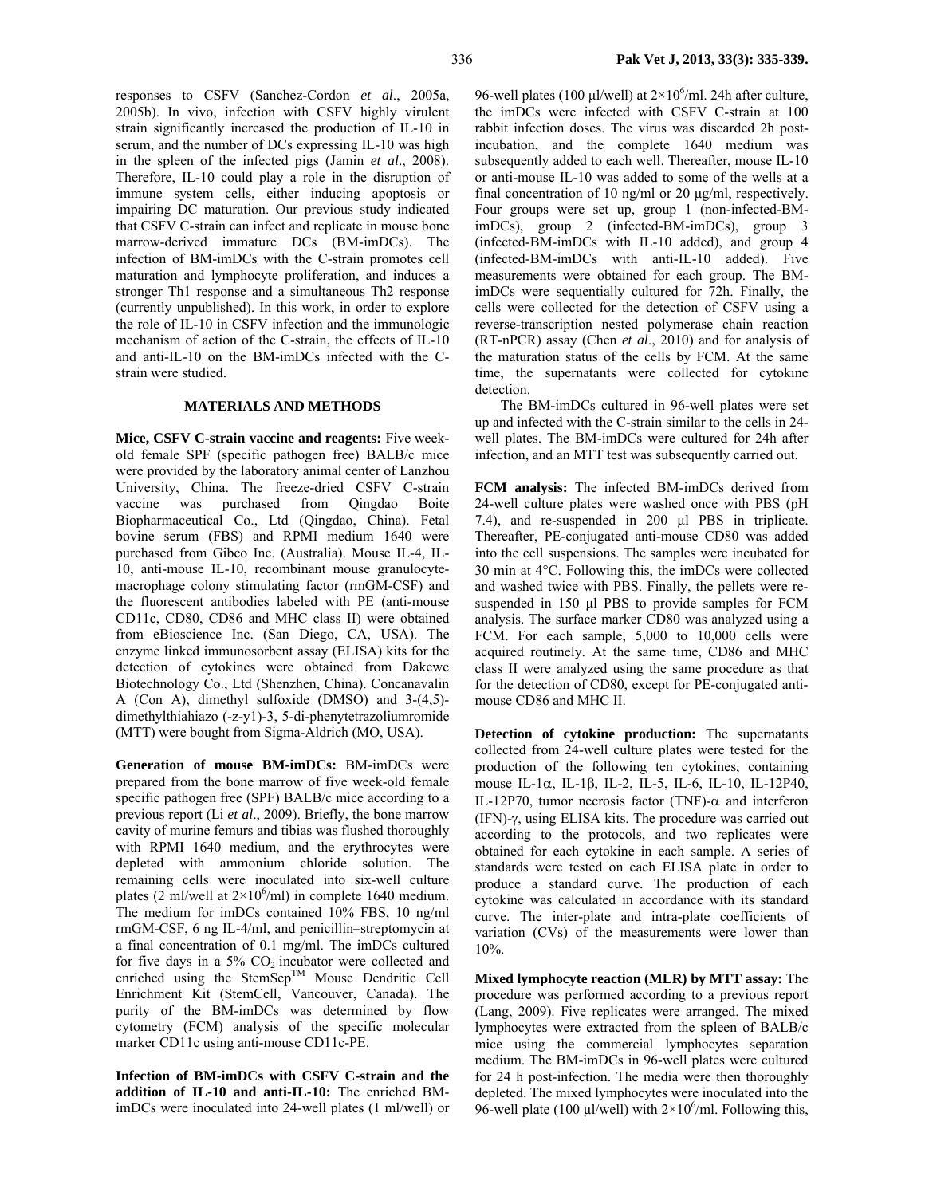responses to CSFV (Sanchez-Cordon *et al*., 2005a, 2005b). In vivo, infection with CSFV highly virulent strain significantly increased the production of IL-10 in serum, and the number of DCs expressing IL-10 was high in the spleen of the infected pigs (Jamin *et al*., 2008). Therefore, IL-10 could play a role in the disruption of immune system cells, either inducing apoptosis or impairing DC maturation. Our previous study indicated that CSFV C-strain can infect and replicate in mouse bone marrow-derived immature DCs (BM-imDCs). The infection of BM-imDCs with the C-strain promotes cell maturation and lymphocyte proliferation, and induces a stronger Th1 response and a simultaneous Th2 response (currently unpublished). In this work, in order to explore the role of IL-10 in CSFV infection and the immunologic mechanism of action of the C-strain, the effects of IL-10 and anti-IL-10 on the BM-imDCs infected with the C-strain were studied.

## MATERIALS AND METHODS

**Mice, CSFV C-strain vaccine and reagents:** Five week-old female SPF (specific pathogen free) BALB/c mice were provided by the laboratory animal center of Lanzhou University, China. The freeze-dried CSFV C-strain vaccine was purchased from Qingdao Boite Biopharmaceutical Co., Ltd (Qingdao, China). Fetal bovine serum (FBS) and RPMI medium 1640 were purchased from Gibco Inc. (Australia). Mouse IL-4, IL-10, anti-mouse IL-10, recombinant mouse granulocyte-macrophage colony stimulating factor (rmGM-CSF) and the fluorescent antibodies labeled with PE (anti-mouse CD11c, CD80, CD86 and MHC class II) were obtained from eBioscience Inc. (San Diego, CA, USA). The enzyme linked immunosorbent assay (ELISA) kits for the detection of cytokines were obtained from Dakewe Biotechnology Co., Ltd (Shenzhen, China). Concanavalin A (Con A), dimethyl sulfoxide (DMSO) and 3-(4,5)-dimethylthiahiazo (-z-y1)-3, 5-di-phenytetrazoliumromide (MTT) were bought from Sigma-Aldrich (MO, USA).

**Generation of mouse BM-imDCs:** BM-imDCs were prepared from the bone marrow of five week-old female specific pathogen free (SPF) BALB/c mice according to a previous report (Li *et al*., 2009). Briefly, the bone marrow cavity of murine femurs and tibias was flushed thoroughly with RPMI 1640 medium, and the erythrocytes were depleted with ammonium chloride solution. The remaining cells were inoculated into six-well culture plates (2 ml/well at $2\times10^6$/ml) in complete 1640 medium. The medium for imDCs contained 10% FBS, 10 ng/ml rmGM-CSF, 6 ng IL-4/ml, and penicillin–streptomycin at a final concentration of 0.1 mg/ml. The imDCs cultured for five days in a 5% $CO_2$ incubator were collected and enriched using the StemSep™ Mouse Dendritic Cell Enrichment Kit (StemCell, Vancouver, Canada). The purity of the BM-imDCs was determined by flow cytometry (FCM) analysis of the specific molecular marker CD11c using anti-mouse CD11c-PE.

**Infection of BM-imDCs with CSFV C-strain and the addition of IL-10 and anti-IL-10:** The enriched BM-imDCs were inoculated into 24-well plates (1 ml/well) or 96-well plates (100 μl/well) at $2\times10^6$/ml. 24h after culture, the imDCs were infected with CSFV C-strain at 100 rabbit infection doses. The virus was discarded 2h post-incubation, and the complete 1640 medium was subsequently added to each well. Thereafter, mouse IL-10 or anti-mouse IL-10 was added to some of the wells at a final concentration of 10 ng/ml or 20 μg/ml, respectively. Four groups were set up, group 1 (non-infected-BM-imDCs), group 2 (infected-BM-imDCs), group 3 (infected-BM-imDCs with IL-10 added), and group 4 (infected-BM-imDCs with anti-IL-10 added). Five measurements were obtained for each group. The BM-imDCs were sequentially cultured for 72h. Finally, the cells were collected for the detection of CSFV using a reverse-transcription nested polymerase chain reaction (RT-nPCR) assay (Chen *et al*., 2010) and for analysis of the maturation status of the cells by FCM. At the same time, the supernatants were collected for cytokine detection.

The BM-imDCs cultured in 96-well plates were set up and infected with the C-strain similar to the cells in 24-well plates. The BM-imDCs were cultured for 24h after infection, and an MTT test was subsequently carried out.

**FCM analysis:** The infected BM-imDCs derived from 24-well culture plates were washed once with PBS (pH 7.4), and re-suspended in 200 μl PBS in triplicate. Thereafter, PE-conjugated anti-mouse CD80 was added into the cell suspensions. The samples were incubated for 30 min at 4°C. Following this, the imDCs were collected and washed twice with PBS. Finally, the pellets were re-suspended in 150 μl PBS to provide samples for FCM analysis. The surface marker CD80 was analyzed using a FCM. For each sample, 5,000 to 10,000 cells were acquired routinely. At the same time, CD86 and MHC class II were analyzed using the same procedure as that for the detection of CD80, except for PE-conjugated anti-mouse CD86 and MHC II.

**Detection of cytokine production:** The supernatants collected from 24-well culture plates were tested for the production of the following ten cytokines, containing mouse IL-1α, IL-1β, IL-2, IL-5, IL-6, IL-10, IL-12P40, IL-12P70, tumor necrosis factor (TNF)-α and interferon (IFN)-γ, using ELISA kits. The procedure was carried out according to the protocols, and two replicates were obtained for each cytokine in each sample. A series of standards were tested on each ELISA plate in order to produce a standard curve. The production of each cytokine was calculated in accordance with its standard curve. The inter-plate and intra-plate coefficients of variation (CVs) of the measurements were lower than 10%.

**Mixed lymphocyte reaction (MLR) by MTT assay:** The procedure was performed according to a previous report (Lang, 2009). Five replicates were arranged. The mixed lymphocytes were extracted from the spleen of BALB/c mice using the commercial lymphocytes separation medium. The BM-imDCs in 96-well plates were cultured for 24 h post-infection. The media were then thoroughly depleted. The mixed lymphocytes were inoculated into the 96-well plate (100 μl/well) with $2\times10^6$/ml. Following this,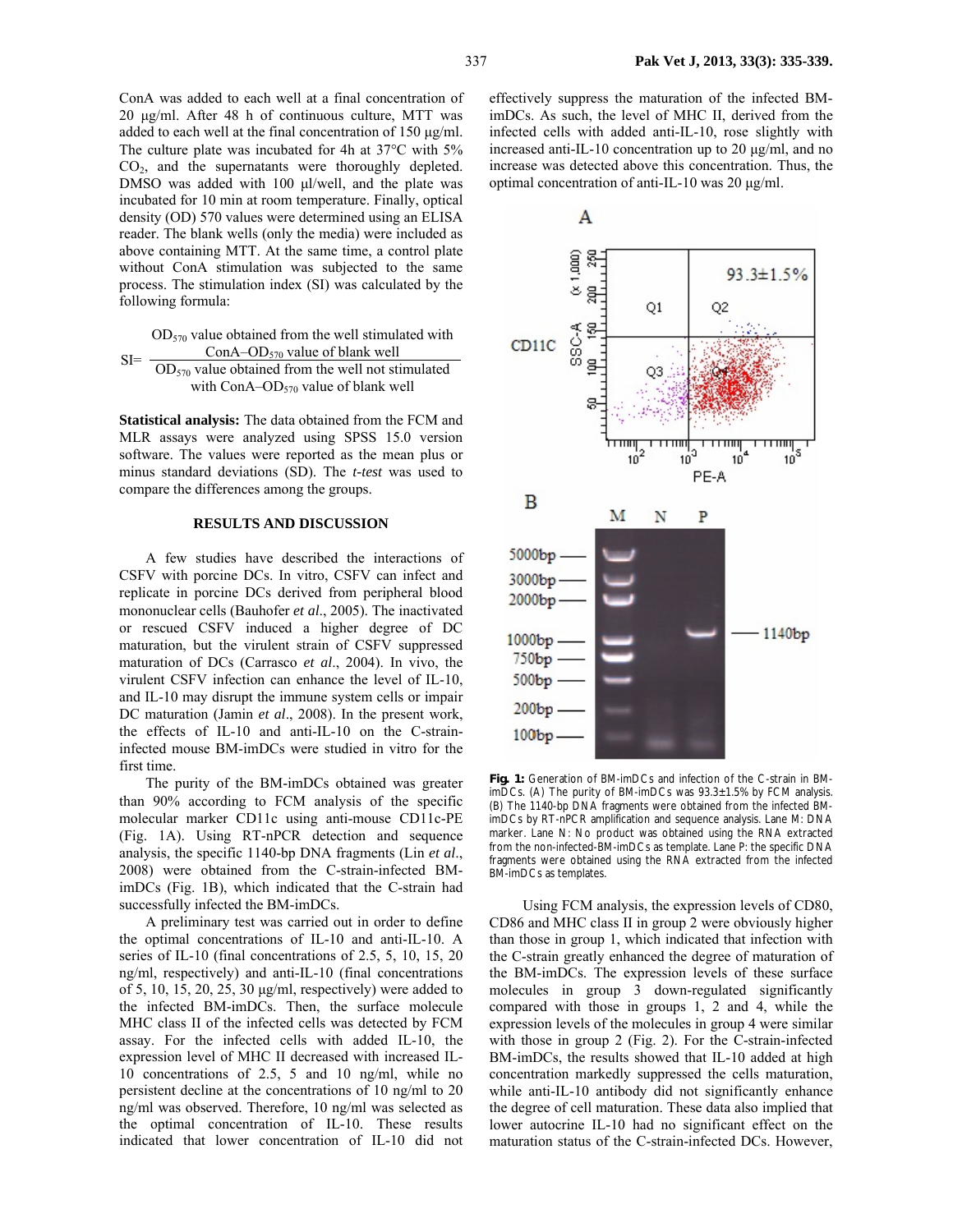ConA was added to each well at a final concentration of 20 μg/ml. After 48 h of continuous culture, MTT was added to each well at the final concentration of 150 μg/ml. The culture plate was incubated for 4h at 37°C with 5% $CO_2$, and the supernatants were thoroughly depleted. DMSO was added with 100 μl/well, and the plate was incubated for 10 min at room temperature. Finally, optical density (OD) 570 values were determined using an ELISA reader. The blank wells (only the media) were included as above containing MTT. At the same time, a control plate without ConA stimulation was subjected to the same process. The stimulation index (SI) was calculated by the following formula:

$$SI = \frac{OD_{570} \text{ value obtained from the well stimulated with ConA} - OD_{570} \text{ value of blank well}}{OD_{570} \text{ value obtained from the well not stimulated with ConA} - OD_{570} \text{ value of blank well}}$$

**Statistical analysis:** The data obtained from the FCM and MLR assays were analyzed using SPSS 15.0 version software. The values were reported as the mean plus or minus standard deviations (SD). The *t-test* was used to compare the differences among the groups.

## RESULTS AND DISCUSSION

A few studies have described the interactions of CSFV with porcine DCs. In vitro, CSFV can infect and replicate in porcine DCs derived from peripheral blood mononuclear cells (Bauhofer *et al*., 2005). The inactivated or rescued CSFV induced a higher degree of DC maturation, but the virulent strain of CSFV suppressed maturation of DCs (Carrasco *et al*., 2004). In vivo, the virulent CSFV infection can enhance the level of IL-10, and IL-10 may disrupt the immune system cells or impair DC maturation (Jamin *et al*., 2008). In the present work, the effects of IL-10 and anti-IL-10 on the C-strain-infected mouse BM-imDCs were studied in vitro for the first time.

The purity of the BM-imDCs obtained was greater than 90% according to FCM analysis of the specific molecular marker CD11c using anti-mouse CD11c-PE (Fig. 1A). Using RT-nPCR detection and sequence analysis, the specific 1140-bp DNA fragments (Lin *et al*., 2008) were obtained from the C-strain-infected BM-imDCs (Fig. 1B), which indicated that the C-strain had successfully infected the BM-imDCs.

A preliminary test was carried out in order to define the optimal concentrations of IL-10 and anti-IL-10. A series of IL-10 (final concentrations of 2.5, 5, 10, 15, 20 ng/ml, respectively) and anti-IL-10 (final concentrations of 5, 10, 15, 20, 25, 30 μg/ml, respectively) were added to the infected BM-imDCs. Then, the surface molecule MHC class II of the infected cells was detected by FCM assay. For the infected cells with added IL-10, the expression level of MHC II decreased with increased IL-10 concentrations of 2.5, 5 and 10 ng/ml, while no persistent decline at the concentrations of 10 ng/ml to 20 ng/ml was observed. Therefore, 10 ng/ml was selected as the optimal concentration of IL-10. These results indicated that lower concentration of IL-10 did not effectively suppress the maturation of the infected BM-imDCs. As such, the level of MHC II, derived from the infected cells with added anti-IL-10, rose slightly with increased anti-IL-10 concentration up to 20 μg/ml, and no increase was detected above this concentration. Thus, the optimal concentration of anti-IL-10 was 20 μg/ml.

**Fig. 1:** Generation of BM-imDCs and infection of the C-strain in BM-imDCs. (A) The purity of BM-imDCs was 93.3±1.5% by FCM analysis. (B) The 1140-bp DNA fragments were obtained from the infected BM-imDCs by RT-nPCR amplification and sequence analysis. Lane M: DNA marker. Lane N: No product was obtained using the RNA extracted from the non-infected-BM-imDCs as template. Lane P: the specific DNA fragments were obtained using the RNA extracted from the infected BM-imDCs as templates.

Using FCM analysis, the expression levels of CD80, CD86 and MHC class II in group 2 were obviously higher than those in group 1, which indicated that infection with the C-strain greatly enhanced the degree of maturation of the BM-imDCs. The expression levels of these surface molecules in group 3 down-regulated significantly compared with those in groups 1, 2 and 4, while the expression levels of the molecules in group 4 were similar with those in group 2 (Fig. 2). For the C-strain-infected BM-imDCs, the results showed that IL-10 added at high concentration markedly suppressed the cells maturation, while anti-IL-10 antibody did not significantly enhance the degree of cell maturation. These data also implied that lower autocrine IL-10 had no significant effect on the maturation status of the C-strain-infected DCs. However,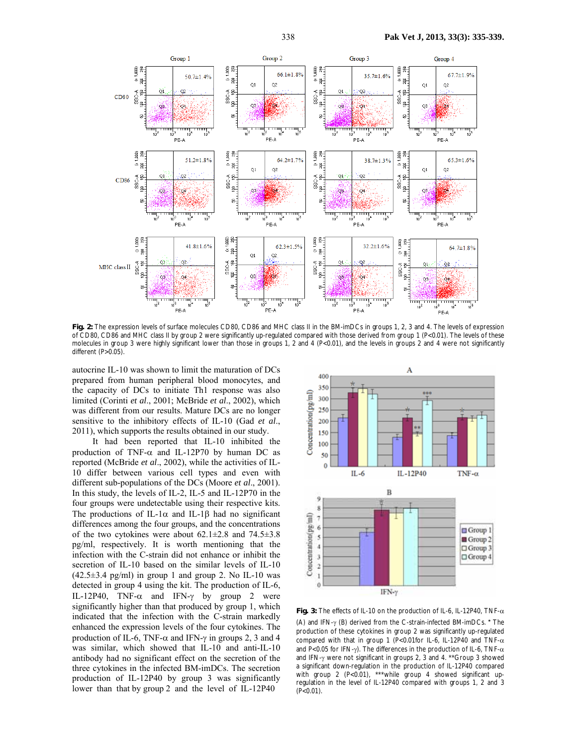**Fig. 2:** The expression levels of surface molecules CD80, CD86 and MHC class II in the BM-imDCs in groups 1, 2, 3 and 4. The levels of expression of CD80, CD86 and MHC class II by group 2 were significantly up-regulated compared with those derived from group 1 (P<0.01). The levels of these molecules in group 3 were highly significant lower than those in groups 1, 2 and 4 (P<0.01), and the levels in groups 2 and 4 were not significantly different (P>0.05).

autocrine IL-10 was shown to limit the maturation of DCs prepared from human peripheral blood monocytes, and the capacity of DCs to initiate Th1 response was also limited (Corinti *et al*., 2001; McBride *et al*., 2002), which was different from our results. Mature DCs are no longer sensitive to the inhibitory effects of IL-10 (Gad *et al*., 2011), which supports the results obtained in our study.

It had been reported that IL-10 inhibited the production of TNF-α and IL-12P70 by human DC as reported (McBride *et al*., 2002), while the activities of IL-10 differ between various cell types and even with different sub-populations of the DCs (Moore *et al*., 2001). In this study, the levels of IL-2, IL-5 and IL-12P70 in the four groups were undetectable using their respective kits. The productions of IL-1α and IL-1β had no significant differences among the four groups, and the concentrations of the two cytokines were about 62.1±2.8 and 74.5±3.8 pg/ml, respectively. It is worth mentioning that the infection with the C-strain did not enhance or inhibit the secretion of IL-10 based on the similar levels of IL-10 (42.5±3.4 pg/ml) in group 1 and group 2. No IL-10 was detected in group 4 using the kit. The production of IL-6, IL-12P40, TNF-α and IFN-γ by group 2 were significantly higher than that produced by group 1, which indicated that the infection with the C-strain markedly enhanced the expression levels of the four cytokines. The production of IL-6, TNF-α and IFN-γ in groups 2, 3 and 4 was similar, which showed that IL-10 and anti-IL-10 antibody had no significant effect on the secretion of the three cytokines in the infected BM-imDCs. The secretion production of IL-12P40 by group 3 was significantly lower than that by group 2 and the level of IL-12P40

**Fig. 3:** The effects of IL-10 on the production of IL-6, IL-12P40, TNF-α (A) and IFN-γ (B) derived from the C-strain-infected BM-imDCs. * The production of these cytokines in group 2 was significantly up-regulated compared with that in group 1 (P<0.01for IL-6, IL-12P40 and TNF-α and P<0.05 for IFN-γ). The differences in the production of IL-6, TNF-α and IFN-γ were not significant in groups 2, 3 and 4. **Group 3 showed a significant down-regulation in the production of IL-12P40 compared with group 2 (P<0.01), ***while group 4 showed significant up-regulation in the level of IL-12P40 compared with groups 1, 2 and 3 (P<0.01).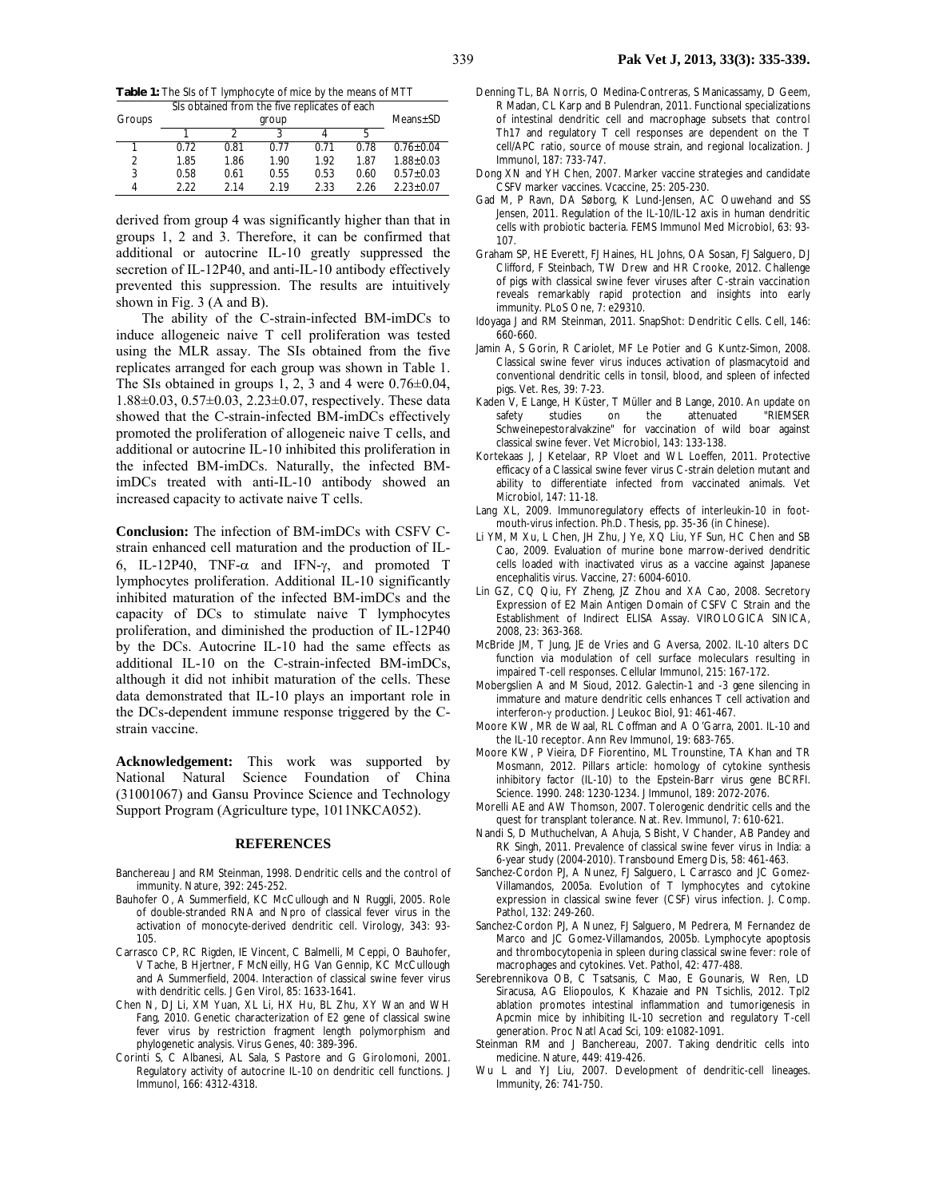**Table 1:** The SIs of T lymphocyte of mice by the means of MTT

| Groups | SIs obtained from the five replicates of each group | | | | | Means±SD |
|---|---|---|---|---|---|---|
| | 1 | 2 | 3 | 4 | 5 | |
| 1 | 0.72 | 0.81 | 0.77 | 0.71 | 0.78 | 0.76±0.04 |
| 2 | 1.85 | 1.86 | 1.90 | 1.92 | 1.87 | 1.88±0.03 |
| 3 | 0.58 | 0.61 | 0.55 | 0.53 | 0.60 | 0.57±0.03 |
| 4 | 2.22 | 2.14 | 2.19 | 2.33 | 2.26 | 2.23±0.07 |

derived from group 4 was significantly higher than that in groups 1, 2 and 3. Therefore, it can be confirmed that additional or autocrine IL-10 greatly suppressed the secretion of IL-12P40, and anti-IL-10 antibody effectively prevented this suppression. The results are intuitively shown in Fig. 3 (A and B).

The ability of the C-strain-infected BM-imDCs to induce allogeneic naive T cell proliferation was tested using the MLR assay. The SIs obtained from the five replicates arranged for each group was shown in Table 1. The SIs obtained in groups 1, 2, 3 and 4 were 0.76±0.04, 1.88±0.03, 0.57±0.03, 2.23±0.07, respectively. These data showed that the C-strain-infected BM-imDCs effectively promoted the proliferation of allogeneic naive T cells, and additional or autocrine IL-10 inhibited this proliferation in the infected BM-imDCs. Naturally, the infected BM-imDCs treated with anti-IL-10 antibody showed an increased capacity to activate naive T cells.

**Conclusion:** The infection of BM-imDCs with CSFV C-strain enhanced cell maturation and the production of IL-6, IL-12P40, TNF-α and IFN-γ, and promoted T lymphocytes proliferation. Additional IL-10 significantly inhibited maturation of the infected BM-imDCs and the capacity of DCs to stimulate naive T lymphocytes proliferation, and diminished the production of IL-12P40 by the DCs. Autocrine IL-10 had the same effects as additional IL-10 on the C-strain-infected BM-imDCs, although it did not inhibit maturation of the cells. These data demonstrated that IL-10 plays an important role in the DCs-dependent immune response triggered by the C-strain vaccine.

**Acknowledgement:** This work was supported by National Natural Science Foundation of China (31001067) and Gansu Province Science and Technology Support Program (Agriculture type, 1011NKCA052).

## REFERENCES

Banchereau J and RM Steinman, 1998. Dendritic cells and the control of immunity. Nature, 392: 245-252.

Bauhofer O, A Summerfield, KC McCullough and N Ruggli, 2005. Role of double-stranded RNA and Npro of classical fever virus in the activation of monocyte-derived dendritic cell. Virology, 343: 93-105.

Carrasco CP, RC Rigden, IE Vincent, C Balmelli, M Ceppi, O Bauhofer, V Tache, B Hjertner, F McNeilly, HG Van Gennip, KC McCullough and A Summerfield, 2004. Interaction of classical swine fever virus with dendritic cells. J Gen Virol, 85: 1633-1641.

Chen N, DJ Li, XM Yuan, XL Li, HX Hu, BL Zhu, XY Wan and WH Fang, 2010. Genetic characterization of E2 gene of classical swine fever virus by restriction fragment length polymorphism and phylogenetic analysis. Virus Genes, 40: 389-396.

Corinti S, C Albanesi, AL Sala, S Pastore and G Girolomoni, 2001. Regulatory activity of autocrine IL-10 on dendritic cell functions. J Immunol, 166: 4312-4318.

Denning TL, BA Norris, O Medina-Contreras, S Manicassamy, D Geem, R Madan, CL Karp and B Pulendran, 2011. Functional specializations of intestinal dendritic cell and macrophage subsets that control Th17 and regulatory T cell responses are dependent on the T cell/APC ratio, source of mouse strain, and regional localization. J Immunol, 187: 733-747.

Dong XN and YH Chen, 2007. Marker vaccine strategies and candidate CSFV marker vaccines. Vcaccine, 25: 205-230.

Gad M, P Ravn, DA Søborg, K Lund-Jensen, AC Ouwehand and SS Jensen, 2011. Regulation of the IL-10/IL-12 axis in human dendritic cells with probiotic bacteria. FEMS Immunol Med Microbiol, 63: 93-107.

Graham SP, HE Everett, FJ Haines, HL Johns, OA Sosan, FJ Salguero, DJ Clifford, F Steinbach, TW Drew and HR Crooke, 2012. Challenge of pigs with classical swine fever viruses after C-strain vaccination reveals remarkably rapid protection and insights into early immunity. PLoS One, 7: e29310.

Idoyaga J and RM Steinman, 2011. SnapShot: Dendritic Cells. Cell, 146: 660-660.

Jamin A, S Gorin, R Cariolet, MF Le Potier and G Kuntz-Simon, 2008. Classical swine fever virus induces activation of plasmacytoid and conventional dendritic cells in tonsil, blood, and spleen of infected pigs. Vet. Res, 39: 7-23.

Kaden V, E Lange, H Küster, T Müller and B Lange, 2010. An update on safety studies on the attenuated "RIEMSER Schweinepestoralvakzine" for vaccination of wild boar against classical swine fever. Vet Microbiol, 143: 133-138.

Kortekaas J, J Ketelaar, RP Vloet and WL Loeffen, 2011. Protective efficacy of a Classical swine fever virus C-strain deletion mutant and ability to differentiate infected from vaccinated animals. Vet Microbiol, 147: 11-18.

Lang XL, 2009. Immunoregulatory effects of interleukin-10 in foot-mouth-virus infection. Ph.D. Thesis, pp. 35-36 (in Chinese).

Li YM, M Xu, L Chen, JH Zhu, J Ye, XQ Liu, YF Sun, HC Chen and SB Cao, 2009. Evaluation of murine bone marrow-derived dendritic cells loaded with inactivated virus as a vaccine against Japanese encephalitis virus. Vaccine, 27: 6004-6010.

Lin GZ, CQ Qiu, FY Zheng, JZ Zhou and XA Cao, 2008. Secretory Expression of E2 Main Antigen Domain of CSFV C Strain and the Establishment of Indirect ELISA Assay. VIROLOGICA SINICA, 2008, 23: 363-368.

McBride JM, T Jung, JE de Vries and G Aversa, 2002. IL-10 alters DC function via modulation of cell surface moleculars resulting in impaired T-cell responses. Cellular Immunol, 215: 167-172.

Mobergslien A and M Sioud, 2012. Galectin-1 and -3 gene silencing in immature and mature dendritic cells enhances T cell activation and interferon-γ production. J Leukoc Biol, 91: 461-467.

Moore KW, MR de Waal, RL Coffman and A O'Garra, 2001. IL-10 and the IL-10 receptor. Ann Rev Immunol, 19: 683-765.

Moore KW, P Vieira, DF Fiorentino, ML Trounstine, TA Khan and TR Mosmann, 2012. Pillars article: homology of cytokine synthesis inhibitory factor (IL-10) to the Epstein-Barr virus gene BCRFI. Science. 1990. 248: 1230-1234. J Immunol, 189: 2072-2076.

Morelli AE and AW Thomson, 2007. Tolerogenic dendritic cells and the quest for transplant tolerance. Nat. Rev. Immunol, 7: 610-621.

Nandi S, D Muthuchelvan, A Ahuja, S Bisht, V Chander, AB Pandey and RK Singh, 2011. Prevalence of classical swine fever virus in India: a 6-year study (2004-2010). Transbound Emerg Dis, 58: 461-463.

Sanchez-Cordon PJ, A Nunez, FJ Salguero, L Carrasco and JC Gomez-Villamandos, 2005a. Evolution of T lymphocytes and cytokine expression in classical swine fever (CSF) virus infection. J. Comp. Pathol, 132: 249-260.

Sanchez-Cordon PJ, A Nunez, FJ Salguero, M Pedrera, M Fernandez de Marco and JC Gomez-Villamandos, 2005b. Lymphocyte apoptosis and thrombocytopenia in spleen during classical swine fever: role of macrophages and cytokines. Vet. Pathol, 42: 477-488.

Serebrennikova OB, C Tsatsanis, C Mao, E Gounaris, W Ren, LD Siracusa, AG Eliopoulos, K Khazaie and PN Tsichlis, 2012. Tpl2 ablation promotes intestinal inflammation and tumorigenesis in Apcmin mice by inhibiting IL-10 secretion and regulatory T-cell generation. Proc Natl Acad Sci, 109: e1082-1091.

Steinman RM and J Banchereau, 2007. Taking dendritic cells into medicine. Nature, 449: 419-426.

Wu L and YJ Liu, 2007. Development of dendritic-cell lineages. Immunity, 26: 741-750.